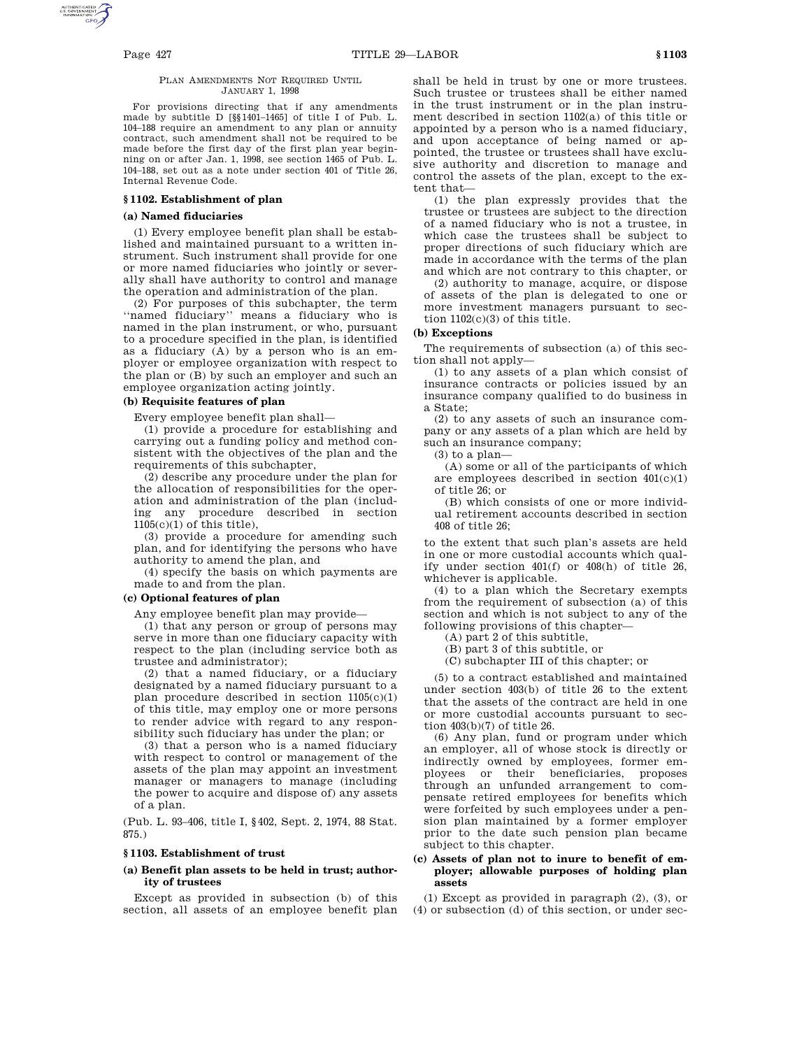PLAN AMENDMENTS NOT REQUIRED UNTIL JANUARY 1, 1998

For provisions directing that if any amendments made by subtitle D [§§1401–1465] of title I of Pub. L. 104–188 require an amendment to any plan or annuity contract, such amendment shall not be required to be made before the first day of the first plan year beginning on or after Jan. 1, 1998, see section 1465 of Pub. L. 104–188, set out as a note under section 401 of Title 26, Internal Revenue Code.

## § 1102. Establishment of plan

### (a) Named fiduciaries

(1) Every employee benefit plan shall be established and maintained pursuant to a written instrument. Such instrument shall provide for one or more named fiduciaries who jointly or severally shall have authority to control and manage the operation and administration of the plan.

(2) For purposes of this subchapter, the term ''named fiduciary'' means a fiduciary who is named in the plan instrument, or who, pursuant to a procedure specified in the plan, is identified as a fiduciary (A) by a person who is an employer or employee organization with respect to the plan or (B) by such an employer and such an employee organization acting jointly.

### (b) Requisite features of plan

Every employee benefit plan shall—

(1) provide a procedure for establishing and carrying out a funding policy and method consistent with the objectives of the plan and the requirements of this subchapter,

(2) describe any procedure under the plan for the allocation of responsibilities for the operation and administration of the plan (including any procedure described in section 1105(c)(1) of this title),

(3) provide a procedure for amending such plan, and for identifying the persons who have authority to amend the plan, and

(4) specify the basis on which payments are made to and from the plan.

### (c) Optional features of plan

Any employee benefit plan may provide—

(1) that any person or group of persons may serve in more than one fiduciary capacity with respect to the plan (including service both as trustee and administrator);

(2) that a named fiduciary, or a fiduciary designated by a named fiduciary pursuant to a plan procedure described in section 1105(c)(1) of this title, may employ one or more persons to render advice with regard to any responsibility such fiduciary has under the plan; or

(3) that a person who is a named fiduciary with respect to control or management of the assets of the plan may appoint an investment manager or managers to manage (including the power to acquire and dispose of) any assets of a plan.

(Pub. L. 93–406, title I, §402, Sept. 2, 1974, 88 Stat. 875.)

## § 1103. Establishment of trust

### (a) Benefit plan assets to be held in trust; authority of trustees

Except as provided in subsection (b) of this section, all assets of an employee benefit plan shall be held in trust by one or more trustees. Such trustee or trustees shall be either named in the trust instrument or in the plan instrument described in section 1102(a) of this title or appointed by a person who is a named fiduciary, and upon acceptance of being named or appointed, the trustee or trustees shall have exclusive authority and discretion to manage and control the assets of the plan, except to the extent that—

(1) the plan expressly provides that the trustee or trustees are subject to the direction of a named fiduciary who is not a trustee, in which case the trustees shall be subject to proper directions of such fiduciary which are made in accordance with the terms of the plan and which are not contrary to this chapter, or

(2) authority to manage, acquire, or dispose of assets of the plan is delegated to one or more investment managers pursuant to section 1102(c)(3) of this title.

### (b) Exceptions

The requirements of subsection (a) of this section shall not apply—

(1) to any assets of a plan which consist of insurance contracts or policies issued by an insurance company qualified to do business in a State;

(2) to any assets of such an insurance company or any assets of a plan which are held by such an insurance company;

(3) to a plan—

(A) some or all of the participants of which are employees described in section 401(c)(1) of title 26; or

(B) which consists of one or more individual retirement accounts described in section 408 of title 26;

to the extent that such plan's assets are held in one or more custodial accounts which qualify under section 401(f) or 408(h) of title 26, whichever is applicable.

(4) to a plan which the Secretary exempts from the requirement of subsection (a) of this section and which is not subject to any of the following provisions of this chapter—

(A) part 2 of this subtitle,

(B) part 3 of this subtitle, or

(C) subchapter III of this chapter; or

(5) to a contract established and maintained under section 403(b) of title 26 to the extent that the assets of the contract are held in one or more custodial accounts pursuant to section 403(b)(7) of title 26.

(6) Any plan, fund or program under which an employer, all of whose stock is directly or indirectly owned by employees, former employees or their beneficiaries, proposes through an unfunded arrangement to compensate retired employees for benefits which were forfeited by such employees under a pension plan maintained by a former employer prior to the date such pension plan became subject to this chapter.

### (c) Assets of plan not to inure to benefit of employer; allowable purposes of holding plan assets

(1) Except as provided in paragraph (2), (3), or (4) or subsection (d) of this section, or under sec-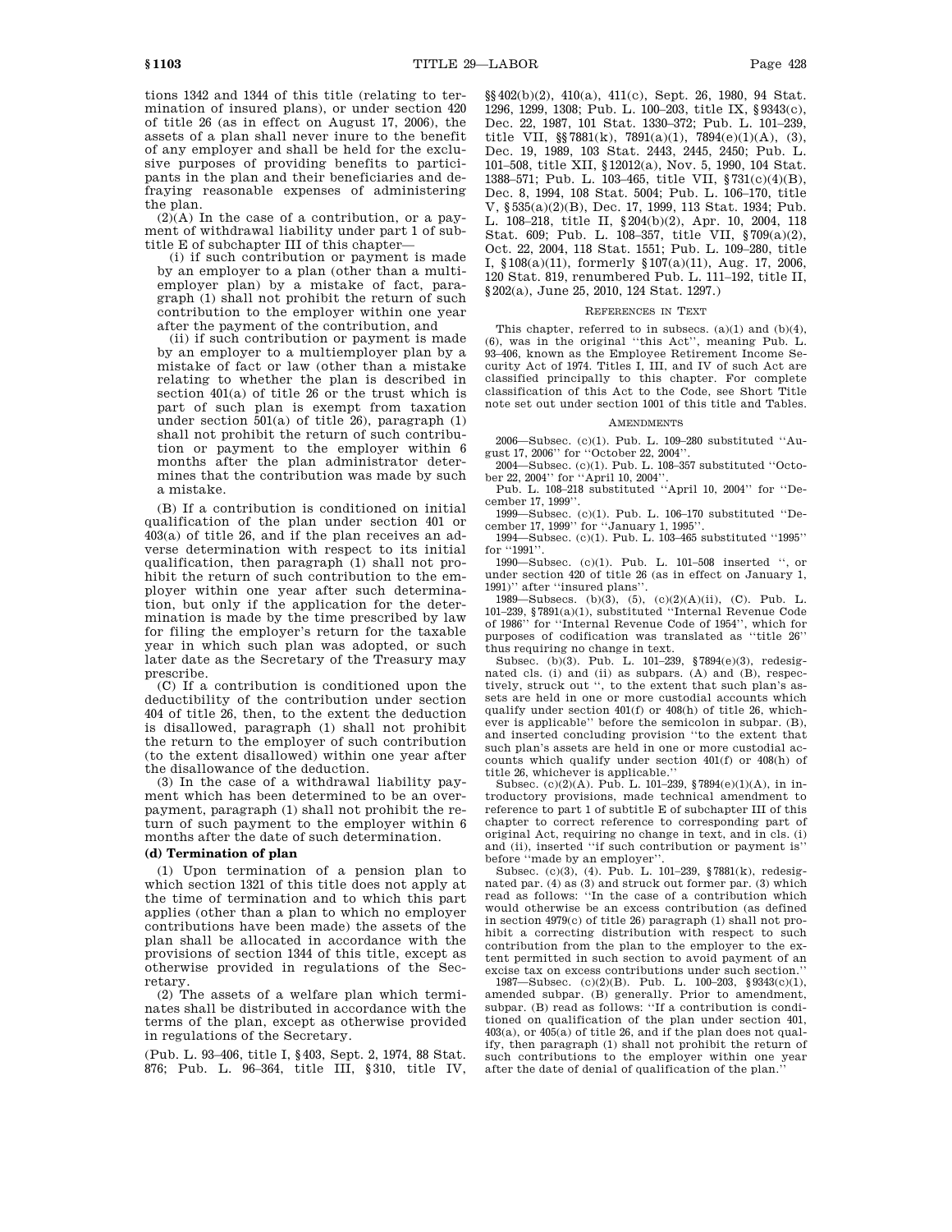tions 1342 and 1344 of this title (relating to termination of insured plans), or under section 420 of title 26 (as in effect on August 17, 2006), the assets of a plan shall never inure to the benefit of any employer and shall be held for the exclusive purposes of providing benefits to participants in the plan and their beneficiaries and defraying reasonable expenses of administering the plan.

(2)(A) In the case of a contribution, or a payment of withdrawal liability under part 1 of subtitle E of subchapter III of this chapter—

(i) if such contribution or payment is made by an employer to a plan (other than a multiemployer plan) by a mistake of fact, paragraph (1) shall not prohibit the return of such contribution to the employer within one year after the payment of the contribution, and

(ii) if such contribution or payment is made by an employer to a multiemployer plan by a mistake of fact or law (other than a mistake relating to whether the plan is described in section 401(a) of title 26 or the trust which is part of such plan is exempt from taxation under section 501(a) of title 26), paragraph (1) shall not prohibit the return of such contribution or payment to the employer within 6 months after the plan administrator determines that the contribution was made by such a mistake.

(B) If a contribution is conditioned on initial qualification of the plan under section 401 or 403(a) of title 26, and if the plan receives an adverse determination with respect to its initial qualification, then paragraph (1) shall not prohibit the return of such contribution to the employer within one year after such determination, but only if the application for the determination is made by the time prescribed by law for filing the employer's return for the taxable year in which such plan was adopted, or such later date as the Secretary of the Treasury may prescribe.

(C) If a contribution is conditioned upon the deductibility of the contribution under section 404 of title 26, then, to the extent the deduction is disallowed, paragraph (1) shall not prohibit the return to the employer of such contribution (to the extent disallowed) within one year after the disallowance of the deduction.

(3) In the case of a withdrawal liability payment which has been determined to be an overpayment, paragraph (1) shall not prohibit the return of such payment to the employer within 6 months after the date of such determination.

**(d) Termination of plan**

(1) Upon termination of a pension plan to which section 1321 of this title does not apply at the time of termination and to which this part applies (other than a plan to which no employer contributions have been made) the assets of the plan shall be allocated in accordance with the provisions of section 1344 of this title, except as otherwise provided in regulations of the Secretary.

(2) The assets of a welfare plan which terminates shall be distributed in accordance with the terms of the plan, except as otherwise provided in regulations of the Secretary.

(Pub. L. 93–406, title I, §403, Sept. 2, 1974, 88 Stat. 876; Pub. L. 96–364, title III, §310, title IV, §§402(b)(2), 410(a), 411(c), Sept. 26, 1980, 94 Stat. 1296, 1299, 1308; Pub. L. 100–203, title IX, §9343(c), Dec. 22, 1987, 101 Stat. 1330–372; Pub. L. 101–239, title VII, §§7881(k), 7891(a)(1), 7894(e)(1)(A), (3), Dec. 19, 1989, 103 Stat. 2443, 2445, 2450; Pub. L. 101–508, title XII, §12012(a), Nov. 5, 1990, 104 Stat. 1388–571; Pub. L. 103–465, title VII, §731(c)(4)(B), Dec. 8, 1994, 108 Stat. 5004; Pub. L. 106–170, title V, §535(a)(2)(B), Dec. 17, 1999, 113 Stat. 1934; Pub. L. 108–218, title II, §204(b)(2), Apr. 10, 2004, 118 Stat. 609; Pub. L. 108–357, title VII, §709(a)(2), Oct. 22, 2004, 118 Stat. 1551; Pub. L. 109–280, title I, §108(a)(11), formerly §107(a)(11), Aug. 17, 2006, 120 Stat. 819, renumbered Pub. L. 111–192, title II, §202(a), June 25, 2010, 124 Stat. 1297.)

REFERENCES IN TEXT

This chapter, referred to in subsecs. (a)(1) and (b)(4), (6), was in the original "this Act", meaning Pub. L. 93–406, known as the Employee Retirement Income Security Act of 1974. Titles I, III, and IV of such Act are classified principally to this chapter. For complete classification of this Act to the Code, see Short Title note set out under section 1001 of this title and Tables.

AMENDMENTS

2006—Subsec. (c)(1). Pub. L. 109–280 substituted "August 17, 2006" for "October 22, 2004".

2004—Subsec. (c)(1). Pub. L. 108–357 substituted "October 22, 2004" for "April 10, 2004".

Pub. L. 108–218 substituted "April 10, 2004" for "December 17, 1999".

1999—Subsec. (c)(1). Pub. L. 106–170 substituted "December 17, 1999" for "January 1, 1995".

1994—Subsec. (c)(1). Pub. L. 103–465 substituted "1995" for "1991".

1990—Subsec. (c)(1). Pub. L. 101–508 inserted ", or under section 420 of title 26 (as in effect on January 1, 1991)" after "insured plans".

1989—Subsecs. (b)(3), (5), (c)(2)(A)(ii), (C). Pub. L. 101–239, §7891(a)(1), substituted "Internal Revenue Code of 1986" for "Internal Revenue Code of 1954", which for purposes of codification was translated as "title 26" thus requiring no change in text.

Subsec. (b)(3). Pub. L. 101–239, §7894(e)(3), redesignated cls. (i) and (ii) as subpars. (A) and (B), respectively, struck out ", to the extent that such plan's assets are held in one or more custodial accounts which qualify under section 401(f) or 408(h) of title 26, whichever is applicable" before the semicolon in subpar. (B), and inserted concluding provision "to the extent that such plan's assets are held in one or more custodial accounts which qualify under section 401(f) or 408(h) of title 26, whichever is applicable."

Subsec. (c)(2)(A). Pub. L. 101–239, §7894(e)(1)(A), in introductory provisions, made technical amendment to reference to part 1 of subtitle E of subchapter III of this chapter to correct reference to corresponding part of original Act, requiring no change in text, and in cls. (i) and (ii), inserted "if such contribution or payment is" before "made by an employer".

Subsec. (c)(3), (4). Pub. L. 101–239, §7881(k), redesignated par. (4) as (3) and struck out former par. (3) which read as follows: "In the case of a contribution which would otherwise be an excess contribution (as defined in section 4979(c) of title 26) paragraph (1) shall not prohibit a correcting distribution with respect to such contribution from the plan to the employer to the extent permitted in such section to avoid payment of an excise tax on excess contributions under such section."

1987—Subsec. (c)(2)(B). Pub. L. 100–203, §9343(c)(1), amended subpar. (B) generally. Prior to amendment, subpar. (B) read as follows: "If a contribution is conditioned on qualification of the plan under section 401, 403(a), or 405(a) of title 26, and if the plan does not qualify, then paragraph (1) shall not prohibit the return of such contributions to the employer within one year after the date of denial of qualification of the plan."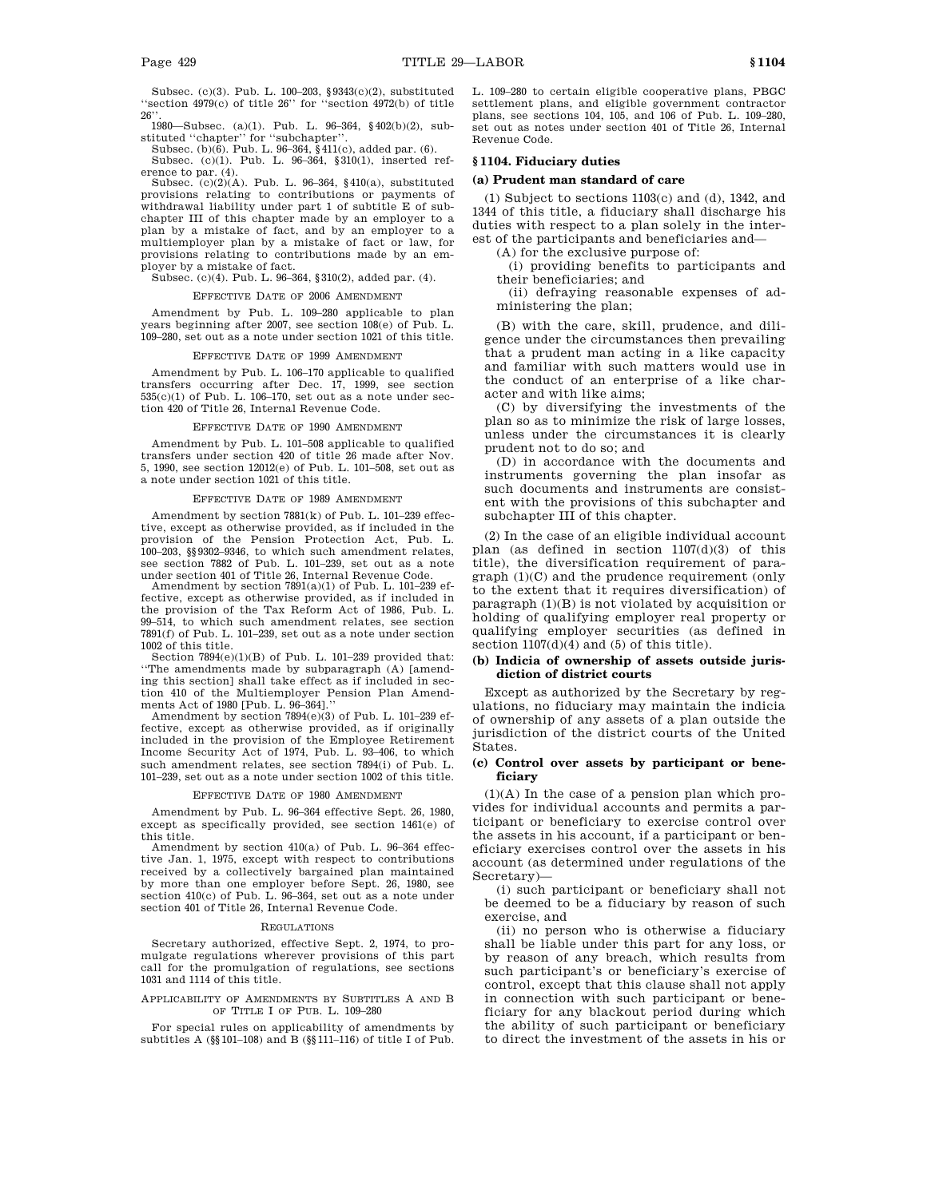Subsec. (c)(3). Pub. L. 100–203, §9343(c)(2), substituted "section 4979(c) of title 26" for "section 4972(b) of title 26".

1980—Subsec. (a)(1). Pub. L. 96–364, §402(b)(2), substituted "chapter" for "subchapter".

Subsec. (b)(6). Pub. L. 96–364, §411(c), added par. (6).

Subsec. (c)(1). Pub. L. 96–364, §310(1), inserted reference to par. (4).

Subsec. (c)(2)(A). Pub. L. 96–364, §410(a), substituted provisions relating to contributions or payments of withdrawal liability under part 1 of subtitle E of subchapter III of this chapter made by an employer to a plan by a mistake of fact, and by an employer to a multiemployer plan by a mistake of fact or law, for provisions relating to contributions made by an employer by a mistake of fact.

Subsec. (c)(4). Pub. L. 96–364, §310(2), added par. (4).

EFFECTIVE DATE OF 2006 AMENDMENT

Amendment by Pub. L. 109–280 applicable to plan years beginning after 2007, see section 108(e) of Pub. L. 109–280, set out as a note under section 1021 of this title.

EFFECTIVE DATE OF 1999 AMENDMENT

Amendment by Pub. L. 106–170 applicable to qualified transfers occurring after Dec. 17, 1999, see section 535(c)(1) of Pub. L. 106–170, set out as a note under section 420 of Title 26, Internal Revenue Code.

EFFECTIVE DATE OF 1990 AMENDMENT

Amendment by Pub. L. 101–508 applicable to qualified transfers under section 420 of title 26 made after Nov. 5, 1990, see section 12012(e) of Pub. L. 101–508, set out as a note under section 1021 of this title.

EFFECTIVE DATE OF 1989 AMENDMENT

Amendment by section 7881(k) of Pub. L. 101–239 effective, except as otherwise provided, as if included in the provision of the Pension Protection Act, Pub. L. 100–203, §§9302–9346, to which such amendment relates, see section 7882 of Pub. L. 101–239, set out as a note under section 401 of Title 26, Internal Revenue Code.

Amendment by section 7891(a)(1) of Pub. L. 101–239 effective, except as otherwise provided, as if included in the provision of the Tax Reform Act of 1986, Pub. L. 99–514, to which such amendment relates, see section 7891(f) of Pub. L. 101–239, set out as a note under section 1002 of this title.

Section 7894(e)(1)(B) of Pub. L. 101–239 provided that: "The amendments made by subparagraph (A) [amending this section] shall take effect as if included in section 410 of the Multiemployer Pension Plan Amendments Act of 1980 [Pub. L. 96–364]."

Amendment by section 7894(e)(3) of Pub. L. 101–239 effective, except as otherwise provided, as if originally included in the provision of the Employee Retirement Income Security Act of 1974, Pub. L. 93–406, to which such amendment relates, see section 7894(i) of Pub. L. 101–239, set out as a note under section 1002 of this title.

EFFECTIVE DATE OF 1980 AMENDMENT

Amendment by Pub. L. 96–364 effective Sept. 26, 1980, except as specifically provided, see section 1461(e) of this title.

Amendment by section 410(a) of Pub. L. 96–364 effective Jan. 1, 1975, except with respect to contributions received by a collectively bargained plan maintained by more than one employer before Sept. 26, 1980, see section 410(c) of Pub. L. 96–364, set out as a note under section 401 of Title 26, Internal Revenue Code.

REGULATIONS

Secretary authorized, effective Sept. 2, 1974, to promulgate regulations wherever provisions of this part call for the promulgation of regulations, see sections 1031 and 1114 of this title.

APPLICABILITY OF AMENDMENTS BY SUBTITLES A AND B OF TITLE I OF PUB. L. 109–280

For special rules on applicability of amendments by subtitles A (§§101–108) and B (§§111–116) of title I of Pub. L. 109–280 to certain eligible cooperative plans, PBGC settlement plans, and eligible government contractor plans, see sections 104, 105, and 106 of Pub. L. 109–280, set out as notes under section 401 of Title 26, Internal Revenue Code.

## §1104. Fiduciary duties

### (a) Prudent man standard of care

(1) Subject to sections 1103(c) and (d), 1342, and 1344 of this title, a fiduciary shall discharge his duties with respect to a plan solely in the interest of the participants and beneficiaries and—

(A) for the exclusive purpose of:

(i) providing benefits to participants and their beneficiaries; and

(ii) defraying reasonable expenses of administering the plan;

(B) with the care, skill, prudence, and diligence under the circumstances then prevailing that a prudent man acting in a like capacity and familiar with such matters would use in the conduct of an enterprise of a like character and with like aims;

(C) by diversifying the investments of the plan so as to minimize the risk of large losses, unless under the circumstances it is clearly prudent not to do so; and

(D) in accordance with the documents and instruments governing the plan insofar as such documents and instruments are consistent with the provisions of this subchapter and subchapter III of this chapter.

(2) In the case of an eligible individual account plan (as defined in section 1107(d)(3) of this title), the diversification requirement of paragraph (1)(C) and the prudence requirement (only to the extent that it requires diversification) of paragraph (1)(B) is not violated by acquisition or holding of qualifying employer real property or qualifying employer securities (as defined in section 1107(d)(4) and (5) of this title).

### (b) Indicia of ownership of assets outside jurisdiction of district courts

Except as authorized by the Secretary by regulations, no fiduciary may maintain the indicia of ownership of any assets of a plan outside the jurisdiction of the district courts of the United States.

### (c) Control over assets by participant or beneficiary

(1)(A) In the case of a pension plan which provides for individual accounts and permits a participant or beneficiary to exercise control over the assets in his account, if a participant or beneficiary exercises control over the assets in his account (as determined under regulations of the Secretary)—

(i) such participant or beneficiary shall not be deemed to be a fiduciary by reason of such exercise, and

(ii) no person who is otherwise a fiduciary shall be liable under this part for any loss, or by reason of any breach, which results from such participant's or beneficiary's exercise of control, except that this clause shall not apply in connection with such participant or beneficiary for any blackout period during which the ability of such participant or beneficiary to direct the investment of the assets in his or